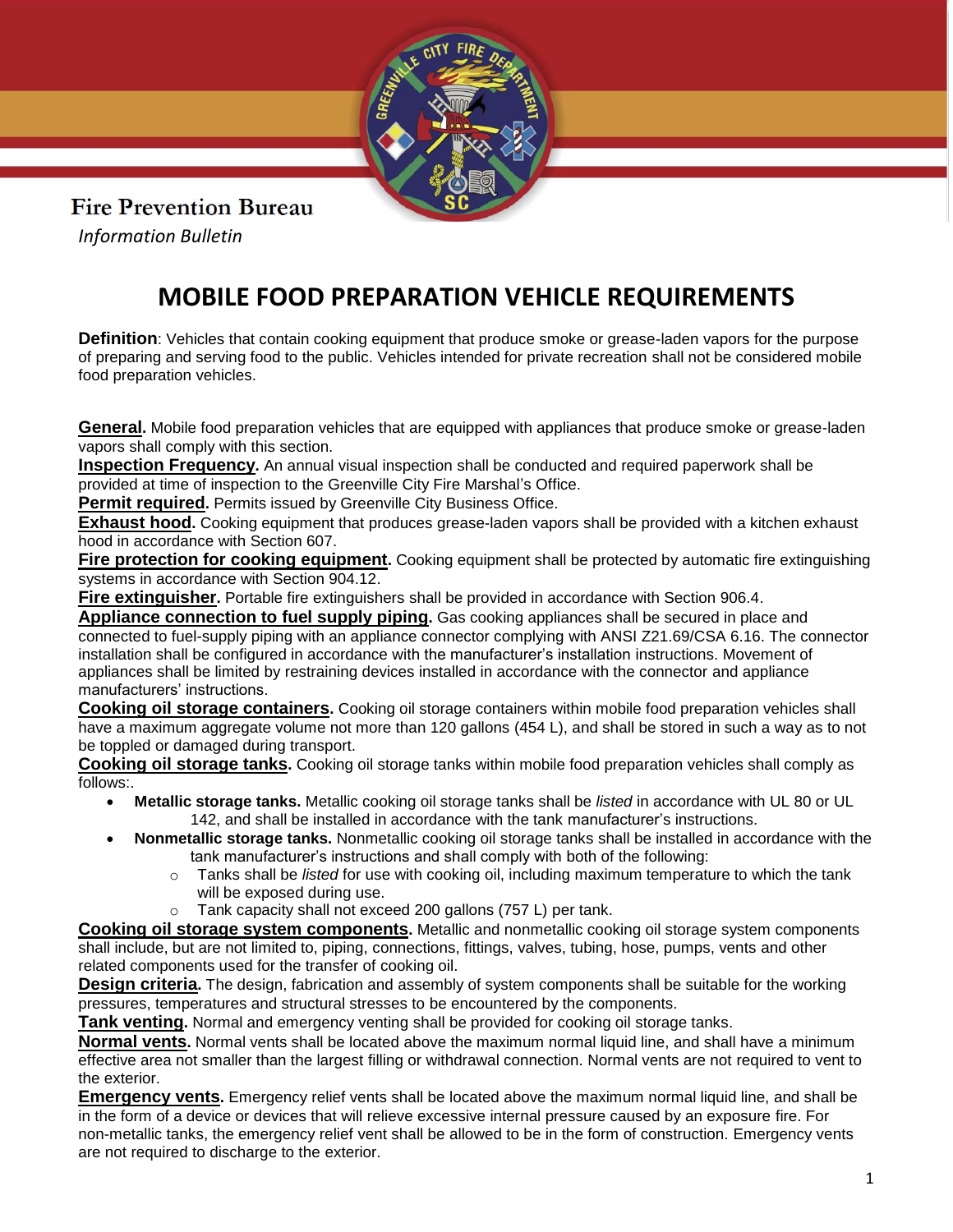Fire Prevention Bureau

*Information Bulletin*

# MOBILE FOOD PREPARATION VEHICLE REQUIREMENTS

**Definition**: Vehicles that contain cooking equipment that produce smoke or grease-laden vapors for the purpose of preparing and serving food to the public. Vehicles intended for private recreation shall not be considered mobile food preparation vehicles.

**General.** Mobile food preparation vehicles that are equipped with appliances that produce smoke or grease-laden vapors shall comply with this section.

**Inspection Frequency.** An annual visual inspection shall be conducted and required paperwork shall be provided at time of inspection to the Greenville City Fire Marshal's Office.

**Permit required.** Permits issued by Greenville City Business Office.

**Exhaust hood.** Cooking equipment that produces grease-laden vapors shall be provided with a kitchen exhaust hood in accordance with Section 607.

**Fire protection for cooking equipment.** Cooking equipment shall be protected by automatic fire extinguishing systems in accordance with Section 904.12.

**Fire extinguisher.** Portable fire extinguishers shall be provided in accordance with Section 906.4.

**Appliance connection to fuel supply piping.** Gas cooking appliances shall be secured in place and connected to fuel-supply piping with an appliance connector complying with ANSI Z21.69/CSA 6.16. The connector installation shall be configured in accordance with the manufacturer's installation instructions. Movement of appliances shall be limited by restraining devices installed in accordance with the connector and appliance manufacturers' instructions.

**Cooking oil storage containers.** Cooking oil storage containers within mobile food preparation vehicles shall have a maximum aggregate volume not more than 120 gallons (454 L), and shall be stored in such a way as to not be toppled or damaged during transport.

**Cooking oil storage tanks.** Cooking oil storage tanks within mobile food preparation vehicles shall comply as follows:.

- **Metallic storage tanks.** Metallic cooking oil storage tanks shall be *listed* in accordance with UL 80 or UL 142, and shall be installed in accordance with the tank manufacturer's instructions.
- **Nonmetallic storage tanks.** Nonmetallic cooking oil storage tanks shall be installed in accordance with the tank manufacturer's instructions and shall comply with both of the following:
  - Tanks shall be *listed* for use with cooking oil, including maximum temperature to which the tank will be exposed during use.
  - Tank capacity shall not exceed 200 gallons (757 L) per tank.

**Cooking oil storage system components.** Metallic and nonmetallic cooking oil storage system components shall include, but are not limited to, piping, connections, fittings, valves, tubing, hose, pumps, vents and other related components used for the transfer of cooking oil.

**Design criteria.** The design, fabrication and assembly of system components shall be suitable for the working pressures, temperatures and structural stresses to be encountered by the components.

**Tank venting.** Normal and emergency venting shall be provided for cooking oil storage tanks.

**Normal vents.** Normal vents shall be located above the maximum normal liquid line, and shall have a minimum effective area not smaller than the largest filling or withdrawal connection. Normal vents are not required to vent to the exterior.

**Emergency vents.** Emergency relief vents shall be located above the maximum normal liquid line, and shall be in the form of a device or devices that will relieve excessive internal pressure caused by an exposure fire. For non-metallic tanks, the emergency relief vent shall be allowed to be in the form of construction. Emergency vents are not required to discharge to the exterior.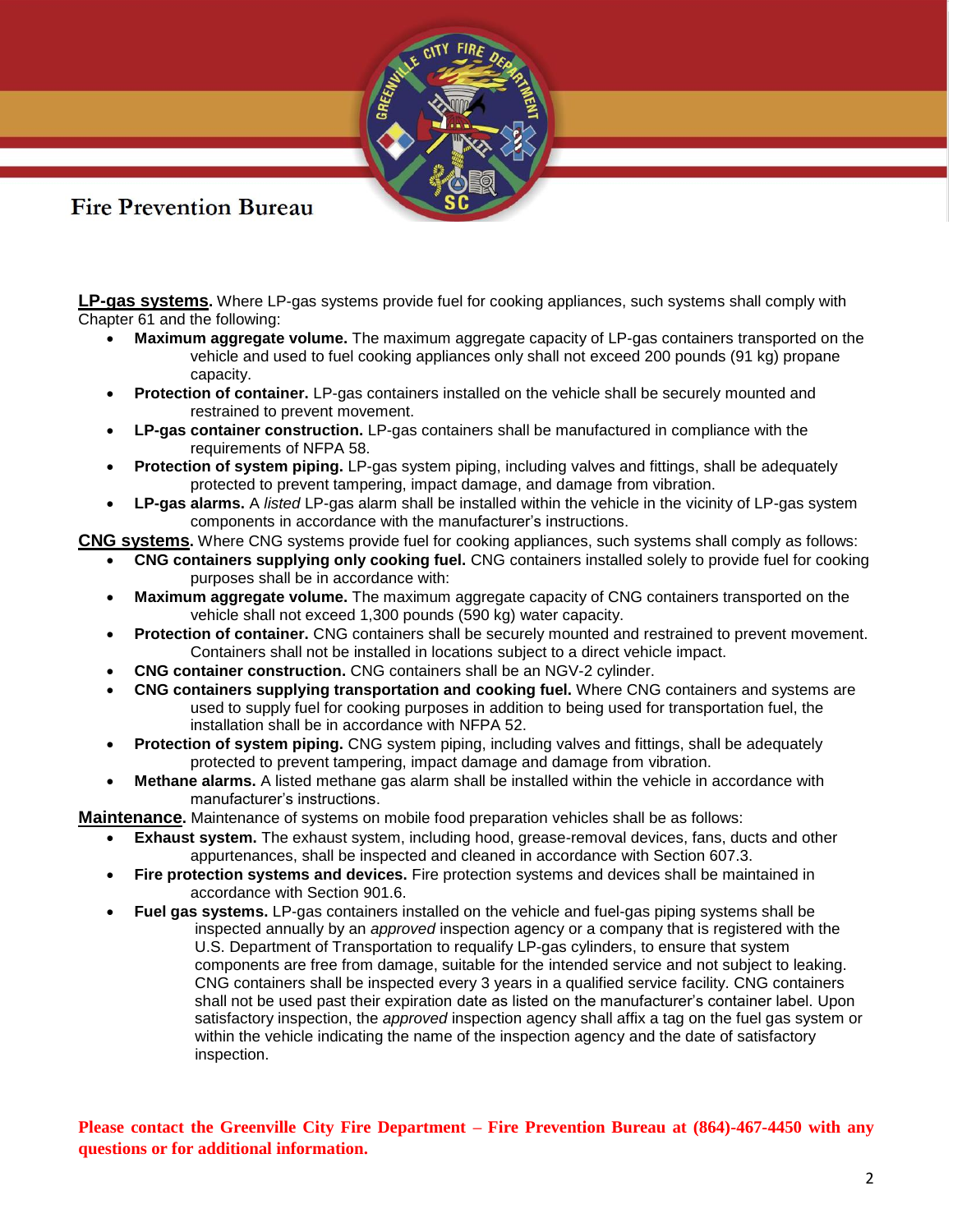Fire Prevention Bureau

**LP-gas systems.** Where LP-gas systems provide fuel for cooking appliances, such systems shall comply with Chapter 61 and the following:

- **Maximum aggregate volume.** The maximum aggregate capacity of LP-gas containers transported on the vehicle and used to fuel cooking appliances only shall not exceed 200 pounds (91 kg) propane capacity.
- **Protection of container.** LP-gas containers installed on the vehicle shall be securely mounted and restrained to prevent movement.
- **LP-gas container construction.** LP-gas containers shall be manufactured in compliance with the requirements of NFPA 58.
- **Protection of system piping.** LP-gas system piping, including valves and fittings, shall be adequately protected to prevent tampering, impact damage, and damage from vibration.
- **LP-gas alarms.** A *listed* LP-gas alarm shall be installed within the vehicle in the vicinity of LP-gas system components in accordance with the manufacturer's instructions.

**CNG systems.** Where CNG systems provide fuel for cooking appliances, such systems shall comply as follows:

- **CNG containers supplying only cooking fuel.** CNG containers installed solely to provide fuel for cooking purposes shall be in accordance with:
- **Maximum aggregate volume.** The maximum aggregate capacity of CNG containers transported on the vehicle shall not exceed 1,300 pounds (590 kg) water capacity.
- **Protection of container.** CNG containers shall be securely mounted and restrained to prevent movement. Containers shall not be installed in locations subject to a direct vehicle impact.
- **CNG container construction.** CNG containers shall be an NGV-2 cylinder.
- **CNG containers supplying transportation and cooking fuel.** Where CNG containers and systems are used to supply fuel for cooking purposes in addition to being used for transportation fuel, the installation shall be in accordance with NFPA 52.
- **Protection of system piping.** CNG system piping, including valves and fittings, shall be adequately protected to prevent tampering, impact damage and damage from vibration.
- **Methane alarms.** A listed methane gas alarm shall be installed within the vehicle in accordance with manufacturer's instructions.

**Maintenance.** Maintenance of systems on mobile food preparation vehicles shall be as follows:

- **Exhaust system.** The exhaust system, including hood, grease-removal devices, fans, ducts and other appurtenances, shall be inspected and cleaned in accordance with Section 607.3.
- **Fire protection systems and devices.** Fire protection systems and devices shall be maintained in accordance with Section 901.6.
- **Fuel gas systems.** LP-gas containers installed on the vehicle and fuel-gas piping systems shall be inspected annually by an *approved* inspection agency or a company that is registered with the U.S. Department of Transportation to requalify LP-gas cylinders, to ensure that system components are free from damage, suitable for the intended service and not subject to leaking. CNG containers shall be inspected every 3 years in a qualified service facility. CNG containers shall not be used past their expiration date as listed on the manufacturer's container label. Upon satisfactory inspection, the *approved* inspection agency shall affix a tag on the fuel gas system or within the vehicle indicating the name of the inspection agency and the date of satisfactory inspection.

**Please contact the Greenville City Fire Department – Fire Prevention Bureau at (864)-467-4450 with any questions or for additional information.**